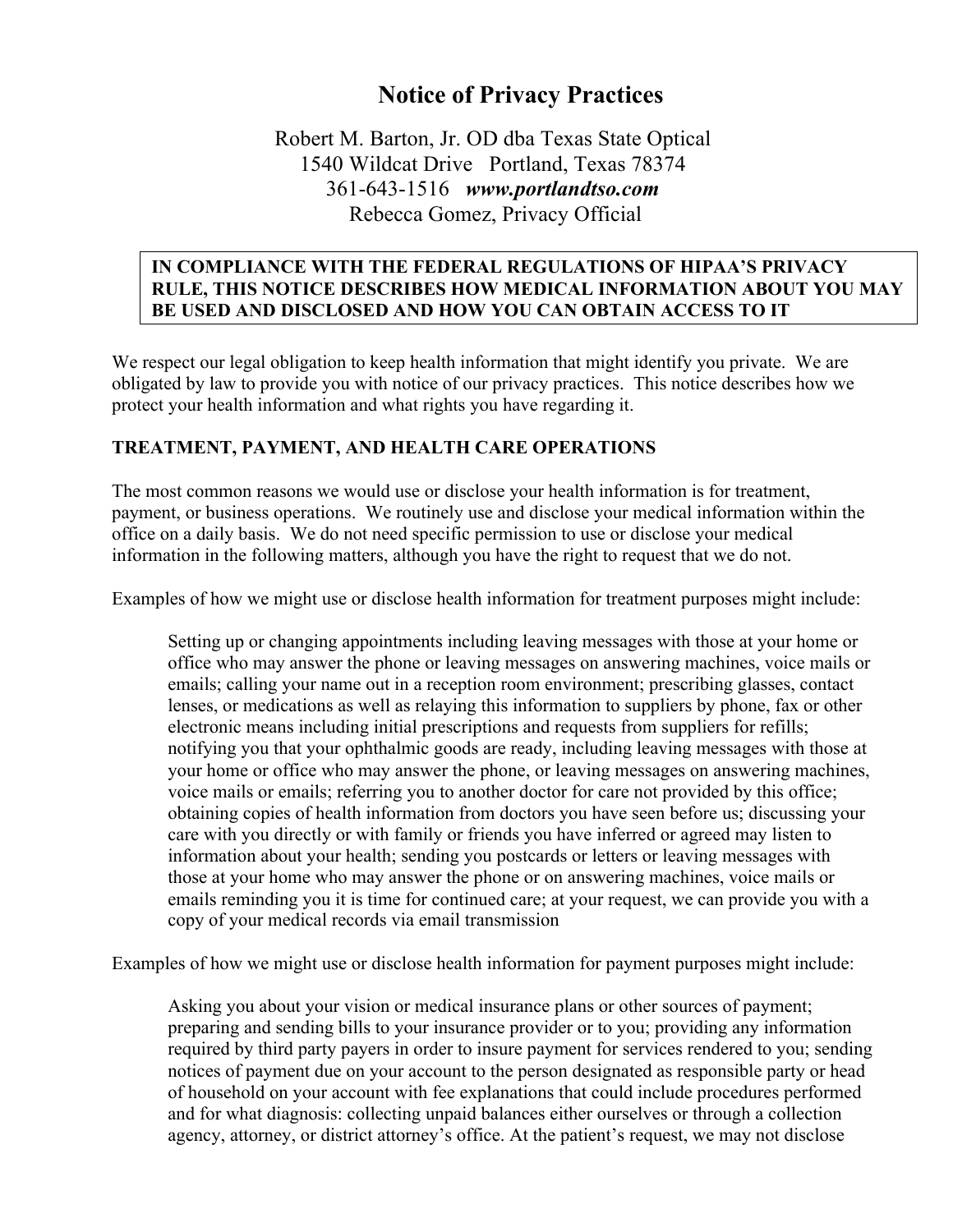# Notice of Privacy Practices

Robert M. Barton, Jr. OD dba Texas State Optical
1540 Wildcat Drive Portland, Texas 78374
361-643-1516 ***www.portlandtso.com***
Rebecca Gomez, Privacy Official

**IN COMPLIANCE WITH THE FEDERAL REGULATIONS OF HIPAA'S PRIVACY RULE, THIS NOTICE DESCRIBES HOW MEDICAL INFORMATION ABOUT YOU MAY BE USED AND DISCLOSED AND HOW YOU CAN OBTAIN ACCESS TO IT**

We respect our legal obligation to keep health information that might identify you private. We are obligated by law to provide you with notice of our privacy practices. This notice describes how we protect your health information and what rights you have regarding it.

**TREATMENT, PAYMENT, AND HEALTH CARE OPERATIONS**

The most common reasons we would use or disclose your health information is for treatment, payment, or business operations. We routinely use and disclose your medical information within the office on a daily basis. We do not need specific permission to use or disclose your medical information in the following matters, although you have the right to request that we do not.

Examples of how we might use or disclose health information for treatment purposes might include:

> Setting up or changing appointments including leaving messages with those at your home or office who may answer the phone or leaving messages on answering machines, voice mails or emails; calling your name out in a reception room environment; prescribing glasses, contact lenses, or medications as well as relaying this information to suppliers by phone, fax or other electronic means including initial prescriptions and requests from suppliers for refills; notifying you that your ophthalmic goods are ready, including leaving messages with those at your home or office who may answer the phone, or leaving messages on answering machines, voice mails or emails; referring you to another doctor for care not provided by this office; obtaining copies of health information from doctors you have seen before us; discussing your care with you directly or with family or friends you have inferred or agreed may listen to information about your health; sending you postcards or letters or leaving messages with those at your home who may answer the phone or on answering machines, voice mails or emails reminding you it is time for continued care; at your request, we can provide you with a copy of your medical records via email transmission

Examples of how we might use or disclose health information for payment purposes might include:

> Asking you about your vision or medical insurance plans or other sources of payment; preparing and sending bills to your insurance provider or to you; providing any information required by third party payers in order to insure payment for services rendered to you; sending notices of payment due on your account to the person designated as responsible party or head of household on your account with fee explanations that could include procedures performed and for what diagnosis: collecting unpaid balances either ourselves or through a collection agency, attorney, or district attorney's office. At the patient's request, we may not disclose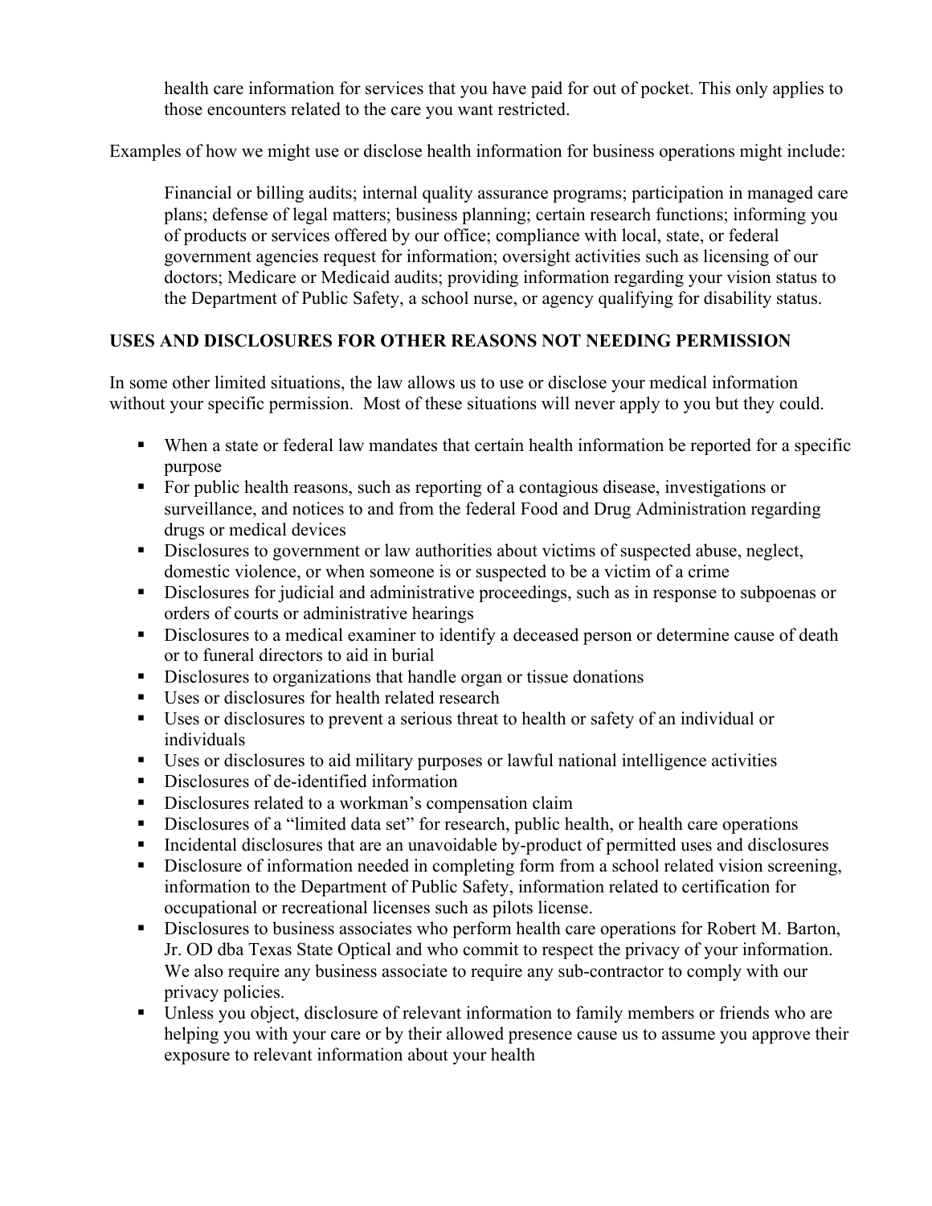health care information for services that you have paid for out of pocket. This only applies to those encounters related to the care you want restricted.

Examples of how we might use or disclose health information for business operations might include:

Financial or billing audits; internal quality assurance programs; participation in managed care plans; defense of legal matters; business planning; certain research functions; informing you of products or services offered by our office; compliance with local, state, or federal government agencies request for information; oversight activities such as licensing of our doctors; Medicare or Medicaid audits; providing information regarding your vision status to the Department of Public Safety, a school nurse, or agency qualifying for disability status.

**USES AND DISCLOSURES FOR OTHER REASONS NOT NEEDING PERMISSION**

In some other limited situations, the law allows us to use or disclose your medical information without your specific permission. Most of these situations will never apply to you but they could.

- When a state or federal law mandates that certain health information be reported for a specific purpose
- For public health reasons, such as reporting of a contagious disease, investigations or surveillance, and notices to and from the federal Food and Drug Administration regarding drugs or medical devices
- Disclosures to government or law authorities about victims of suspected abuse, neglect, domestic violence, or when someone is or suspected to be a victim of a crime
- Disclosures for judicial and administrative proceedings, such as in response to subpoenas or orders of courts or administrative hearings
- Disclosures to a medical examiner to identify a deceased person or determine cause of death or to funeral directors to aid in burial
- Disclosures to organizations that handle organ or tissue donations
- Uses or disclosures for health related research
- Uses or disclosures to prevent a serious threat to health or safety of an individual or individuals
- Uses or disclosures to aid military purposes or lawful national intelligence activities
- Disclosures of de-identified information
- Disclosures related to a workman's compensation claim
- Disclosures of a "limited data set" for research, public health, or health care operations
- Incidental disclosures that are an unavoidable by-product of permitted uses and disclosures
- Disclosure of information needed in completing form from a school related vision screening, information to the Department of Public Safety, information related to certification for occupational or recreational licenses such as pilots license.
- Disclosures to business associates who perform health care operations for Robert M. Barton, Jr. OD dba Texas State Optical and who commit to respect the privacy of your information. We also require any business associate to require any sub-contractor to comply with our privacy policies.
- Unless you object, disclosure of relevant information to family members or friends who are helping you with your care or by their allowed presence cause us to assume you approve their exposure to relevant information about your health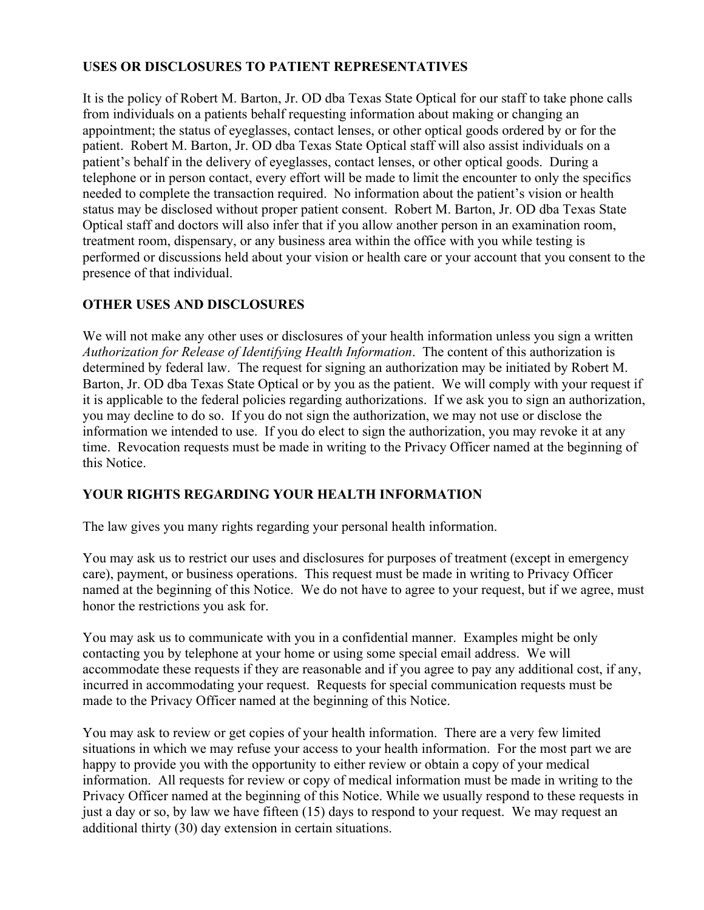## USES OR DISCLOSURES TO PATIENT REPRESENTATIVES

It is the policy of Robert M. Barton, Jr. OD dba Texas State Optical for our staff to take phone calls from individuals on a patients behalf requesting information about making or changing an appointment; the status of eyeglasses, contact lenses, or other optical goods ordered by or for the patient. Robert M. Barton, Jr. OD dba Texas State Optical staff will also assist individuals on a patient's behalf in the delivery of eyeglasses, contact lenses, or other optical goods. During a telephone or in person contact, every effort will be made to limit the encounter to only the specifics needed to complete the transaction required. No information about the patient's vision or health status may be disclosed without proper patient consent. Robert M. Barton, Jr. OD dba Texas State Optical staff and doctors will also infer that if you allow another person in an examination room, treatment room, dispensary, or any business area within the office with you while testing is performed or discussions held about your vision or health care or your account that you consent to the presence of that individual.

## OTHER USES AND DISCLOSURES

We will not make any other uses or disclosures of your health information unless you sign a written *Authorization for Release of Identifying Health Information*. The content of this authorization is determined by federal law. The request for signing an authorization may be initiated by Robert M. Barton, Jr. OD dba Texas State Optical or by you as the patient. We will comply with your request if it is applicable to the federal policies regarding authorizations. If we ask you to sign an authorization, you may decline to do so. If you do not sign the authorization, we may not use or disclose the information we intended to use. If you do elect to sign the authorization, you may revoke it at any time. Revocation requests must be made in writing to the Privacy Officer named at the beginning of this Notice.

## YOUR RIGHTS REGARDING YOUR HEALTH INFORMATION

The law gives you many rights regarding your personal health information.

You may ask us to restrict our uses and disclosures for purposes of treatment (except in emergency care), payment, or business operations. This request must be made in writing to Privacy Officer named at the beginning of this Notice. We do not have to agree to your request, but if we agree, must honor the restrictions you ask for.

You may ask us to communicate with you in a confidential manner. Examples might be only contacting you by telephone at your home or using some special email address. We will accommodate these requests if they are reasonable and if you agree to pay any additional cost, if any, incurred in accommodating your request. Requests for special communication requests must be made to the Privacy Officer named at the beginning of this Notice.

You may ask to review or get copies of your health information. There are a very few limited situations in which we may refuse your access to your health information. For the most part we are happy to provide you with the opportunity to either review or obtain a copy of your medical information. All requests for review or copy of medical information must be made in writing to the Privacy Officer named at the beginning of this Notice. While we usually respond to these requests in just a day or so, by law we have fifteen (15) days to respond to your request. We may request an additional thirty (30) day extension in certain situations.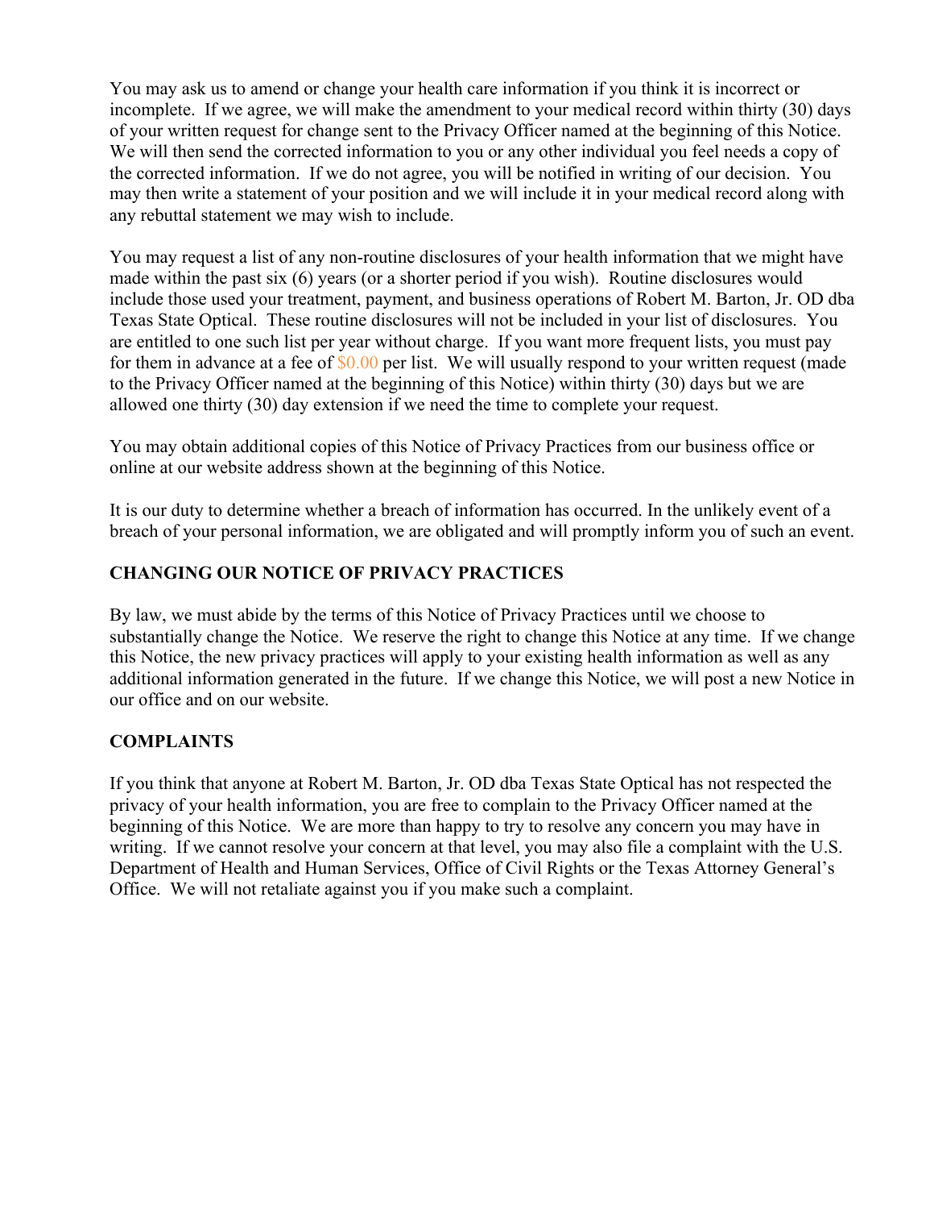You may ask us to amend or change your health care information if you think it is incorrect or incomplete. If we agree, we will make the amendment to your medical record within thirty (30) days of your written request for change sent to the Privacy Officer named at the beginning of this Notice. We will then send the corrected information to you or any other individual you feel needs a copy of the corrected information. If we do not agree, you will be notified in writing of our decision. You may then write a statement of your position and we will include it in your medical record along with any rebuttal statement we may wish to include.

You may request a list of any non-routine disclosures of your health information that we might have made within the past six (6) years (or a shorter period if you wish). Routine disclosures would include those used your treatment, payment, and business operations of Robert M. Barton, Jr. OD dba Texas State Optical. These routine disclosures will not be included in your list of disclosures. You are entitled to one such list per year without charge. If you want more frequent lists, you must pay for them in advance at a fee of $0.00 per list. We will usually respond to your written request (made to the Privacy Officer named at the beginning of this Notice) within thirty (30) days but we are allowed one thirty (30) day extension if we need the time to complete your request.

You may obtain additional copies of this Notice of Privacy Practices from our business office or online at our website address shown at the beginning of this Notice.

It is our duty to determine whether a breach of information has occurred. In the unlikely event of a breach of your personal information, we are obligated and will promptly inform you of such an event.

## CHANGING OUR NOTICE OF PRIVACY PRACTICES

By law, we must abide by the terms of this Notice of Privacy Practices until we choose to substantially change the Notice. We reserve the right to change this Notice at any time. If we change this Notice, the new privacy practices will apply to your existing health information as well as any additional information generated in the future. If we change this Notice, we will post a new Notice in our office and on our website.

## COMPLAINTS

If you think that anyone at Robert M. Barton, Jr. OD dba Texas State Optical has not respected the privacy of your health information, you are free to complain to the Privacy Officer named at the beginning of this Notice. We are more than happy to try to resolve any concern you may have in writing. If we cannot resolve your concern at that level, you may also file a complaint with the U.S. Department of Health and Human Services, Office of Civil Rights or the Texas Attorney General's Office. We will not retaliate against you if you make such a complaint.